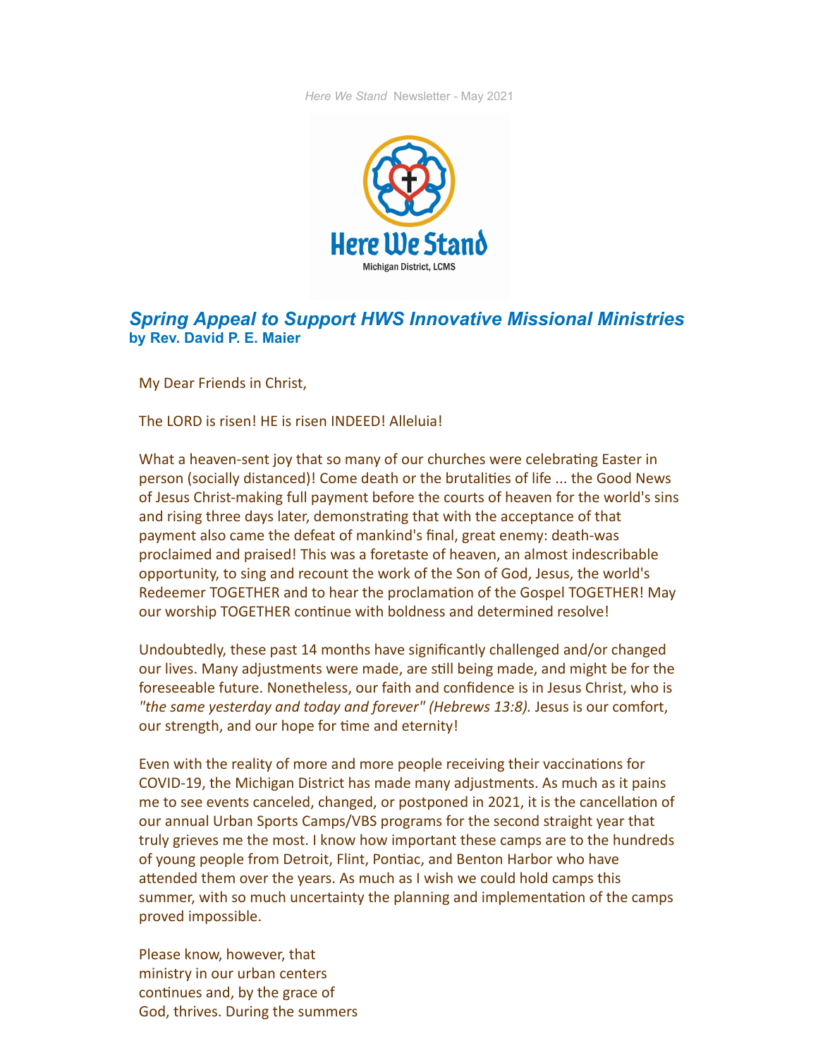*Here We Stand* Newsletter - May 2021

Here We Stand

Michigan District, LCMS

## *Spring Appeal to Support HWS Innovative Missional Ministries*
**by Rev. David P. E. Maier**

My Dear Friends in Christ,

The LORD is risen! HE is risen INDEED! Alleluia!

What a heaven-sent joy that so many of our churches were celebrating Easter in person (socially distanced)! Come death or the brutalities of life ... the Good News of Jesus Christ-making full payment before the courts of heaven for the world's sins and rising three days later, demonstrating that with the acceptance of that payment also came the defeat of mankind's final, great enemy: death-was proclaimed and praised! This was a foretaste of heaven, an almost indescribable opportunity, to sing and recount the work of the Son of God, Jesus, the world's Redeemer TOGETHER and to hear the proclamation of the Gospel TOGETHER! May our worship TOGETHER continue with boldness and determined resolve!

Undoubtedly, these past 14 months have significantly challenged and/or changed our lives. Many adjustments were made, are still being made, and might be for the foreseeable future. Nonetheless, our faith and confidence is in Jesus Christ, who is *"the same yesterday and today and forever" (Hebrews 13:8).* Jesus is our comfort, our strength, and our hope for time and eternity!

Even with the reality of more and more people receiving their vaccinations for COVID-19, the Michigan District has made many adjustments. As much as it pains me to see events canceled, changed, or postponed in 2021, it is the cancellation of our annual Urban Sports Camps/VBS programs for the second straight year that truly grieves me the most. I know how important these camps are to the hundreds of young people from Detroit, Flint, Pontiac, and Benton Harbor who have attended them over the years. As much as I wish we could hold camps this summer, with so much uncertainty the planning and implementation of the camps proved impossible.

Please know, however, that ministry in our urban centers continues and, by the grace of God, thrives. During the summers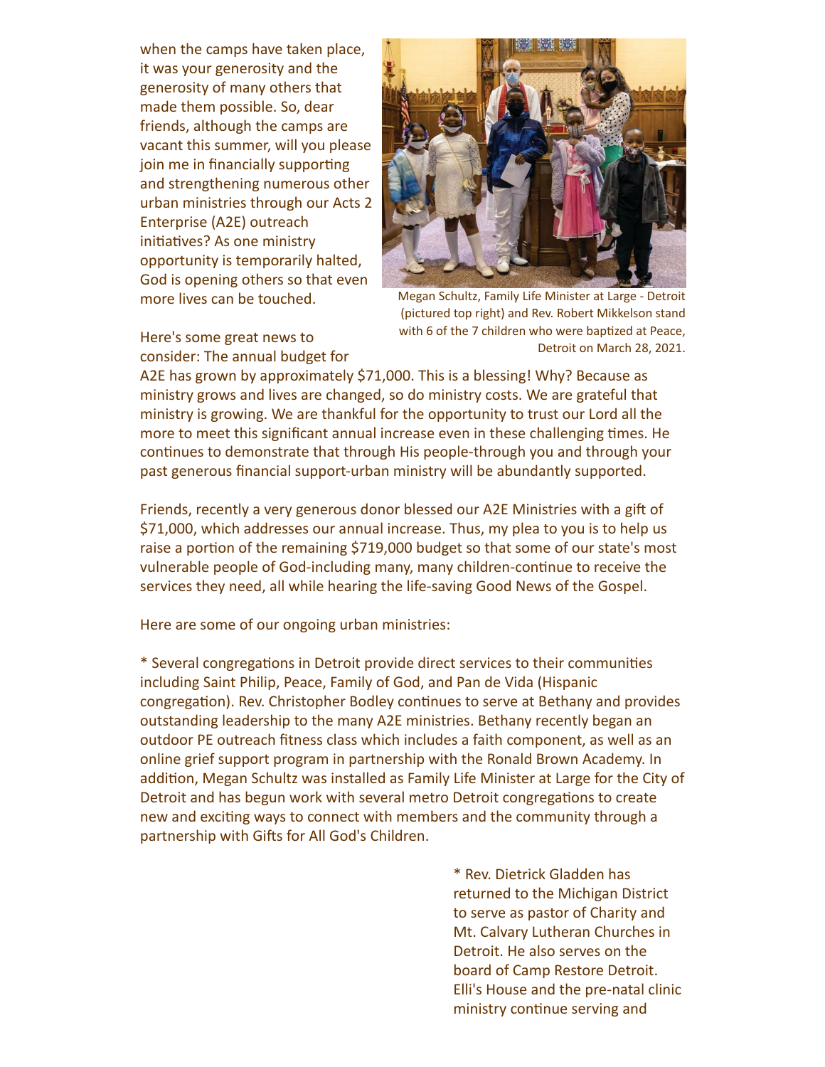when the camps have taken place, it was your generosity and the generosity of many others that made them possible. So, dear friends, although the camps are vacant this summer, will you please join me in financially supporting and strengthening numerous other urban ministries through our Acts 2 Enterprise (A2E) outreach initiatives? As one ministry opportunity is temporarily halted, God is opening others so that even more lives can be touched.

Megan Schultz, Family Life Minister at Large - Detroit (pictured top right) and Rev. Robert Mikkelson stand with 6 of the 7 children who were baptized at Peace, Detroit on March 28, 2021.

Here's some great news to consider: The annual budget for A2E has grown by approximately $71,000. This is a blessing! Why? Because as ministry grows and lives are changed, so do ministry costs. We are grateful that ministry is growing. We are thankful for the opportunity to trust our Lord all the more to meet this significant annual increase even in these challenging times. He continues to demonstrate that through His people-through you and through your past generous financial support-urban ministry will be abundantly supported.

Friends, recently a very generous donor blessed our A2E Ministries with a gift of $71,000, which addresses our annual increase. Thus, my plea to you is to help us raise a portion of the remaining $719,000 budget so that some of our state's most vulnerable people of God-including many, many children-continue to receive the services they need, all while hearing the life-saving Good News of the Gospel.

Here are some of our ongoing urban ministries:

* Several congregations in Detroit provide direct services to their communities including Saint Philip, Peace, Family of God, and Pan de Vida (Hispanic congregation). Rev. Christopher Bodley continues to serve at Bethany and provides outstanding leadership to the many A2E ministries. Bethany recently began an outdoor PE outreach fitness class which includes a faith component, as well as an online grief support program in partnership with the Ronald Brown Academy. In addition, Megan Schultz was installed as Family Life Minister at Large for the City of Detroit and has begun work with several metro Detroit congregations to create new and exciting ways to connect with members and the community through a partnership with Gifts for All God's Children.

* Rev. Dietrick Gladden has returned to the Michigan District to serve as pastor of Charity and Mt. Calvary Lutheran Churches in Detroit. He also serves on the board of Camp Restore Detroit. Elli's House and the pre-natal clinic ministry continue serving and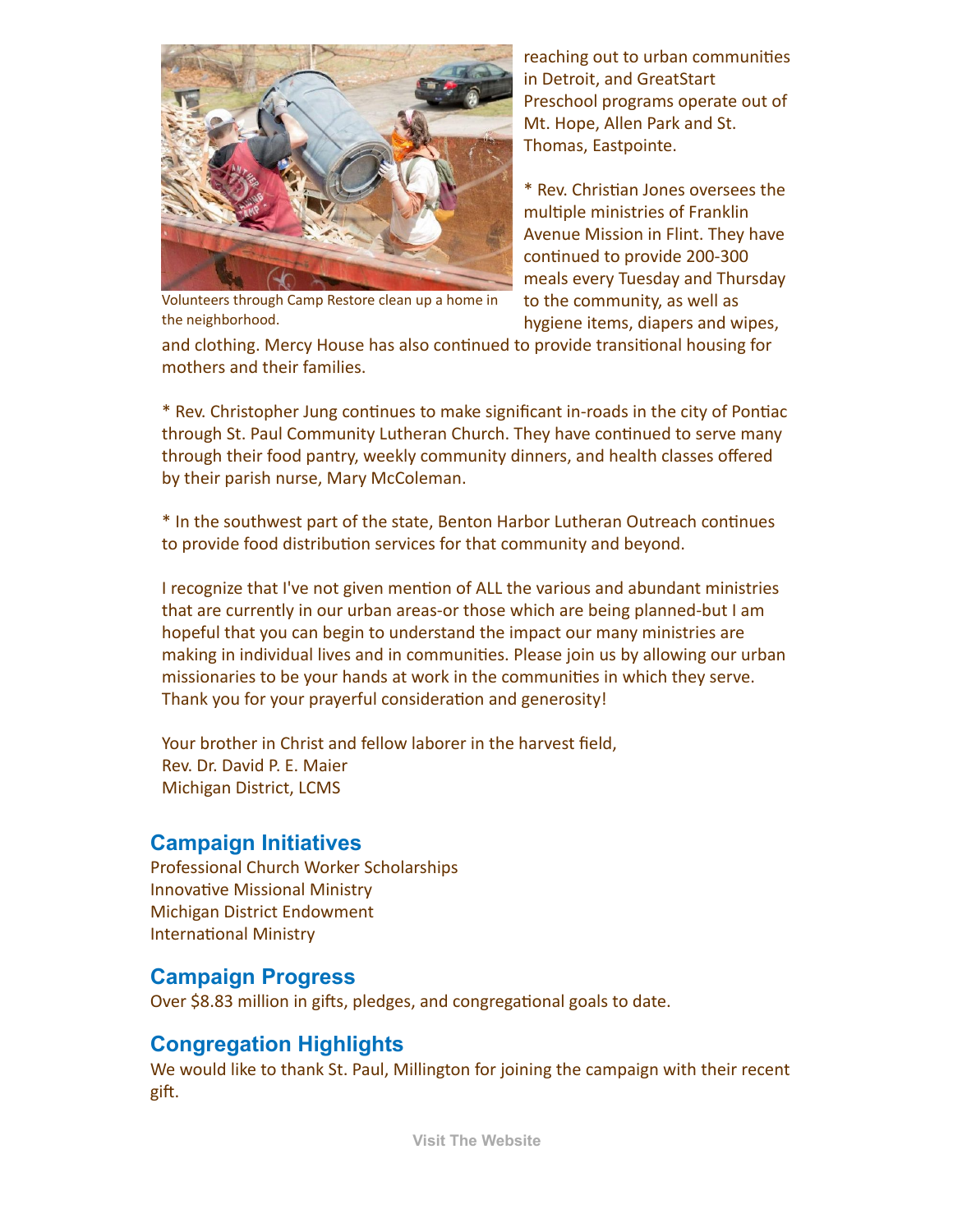reaching out to urban communities in Detroit, and GreatStart Preschool programs operate out of Mt. Hope, Allen Park and St. Thomas, Eastpointe.

Volunteers through Camp Restore clean up a home in the neighborhood.

* Rev. Christian Jones oversees the multiple ministries of Franklin Avenue Mission in Flint. They have continued to provide 200-300 meals every Tuesday and Thursday to the community, as well as hygiene items, diapers and wipes, and clothing. Mercy House has also continued to provide transitional housing for mothers and their families.

* Rev. Christopher Jung continues to make significant in-roads in the city of Pontiac through St. Paul Community Lutheran Church. They have continued to serve many through their food pantry, weekly community dinners, and health classes offered by their parish nurse, Mary McColeman.

* In the southwest part of the state, Benton Harbor Lutheran Outreach continues to provide food distribution services for that community and beyond.

I recognize that I've not given mention of ALL the various and abundant ministries that are currently in our urban areas-or those which are being planned-but I am hopeful that you can begin to understand the impact our many ministries are making in individual lives and in communities. Please join us by allowing our urban missionaries to be your hands at work in the communities in which they serve. Thank you for your prayerful consideration and generosity!

Your brother in Christ and fellow laborer in the harvest field,
Rev. Dr. David P. E. Maier
Michigan District, LCMS

## Campaign Initiatives

Professional Church Worker Scholarships
Innovative Missional Ministry
Michigan District Endowment
International Ministry

## Campaign Progress

Over $8.83 million in gifts, pledges, and congregational goals to date.

## Congregation Highlights

We would like to thank St. Paul, Millington for joining the campaign with their recent gift.

Visit The Website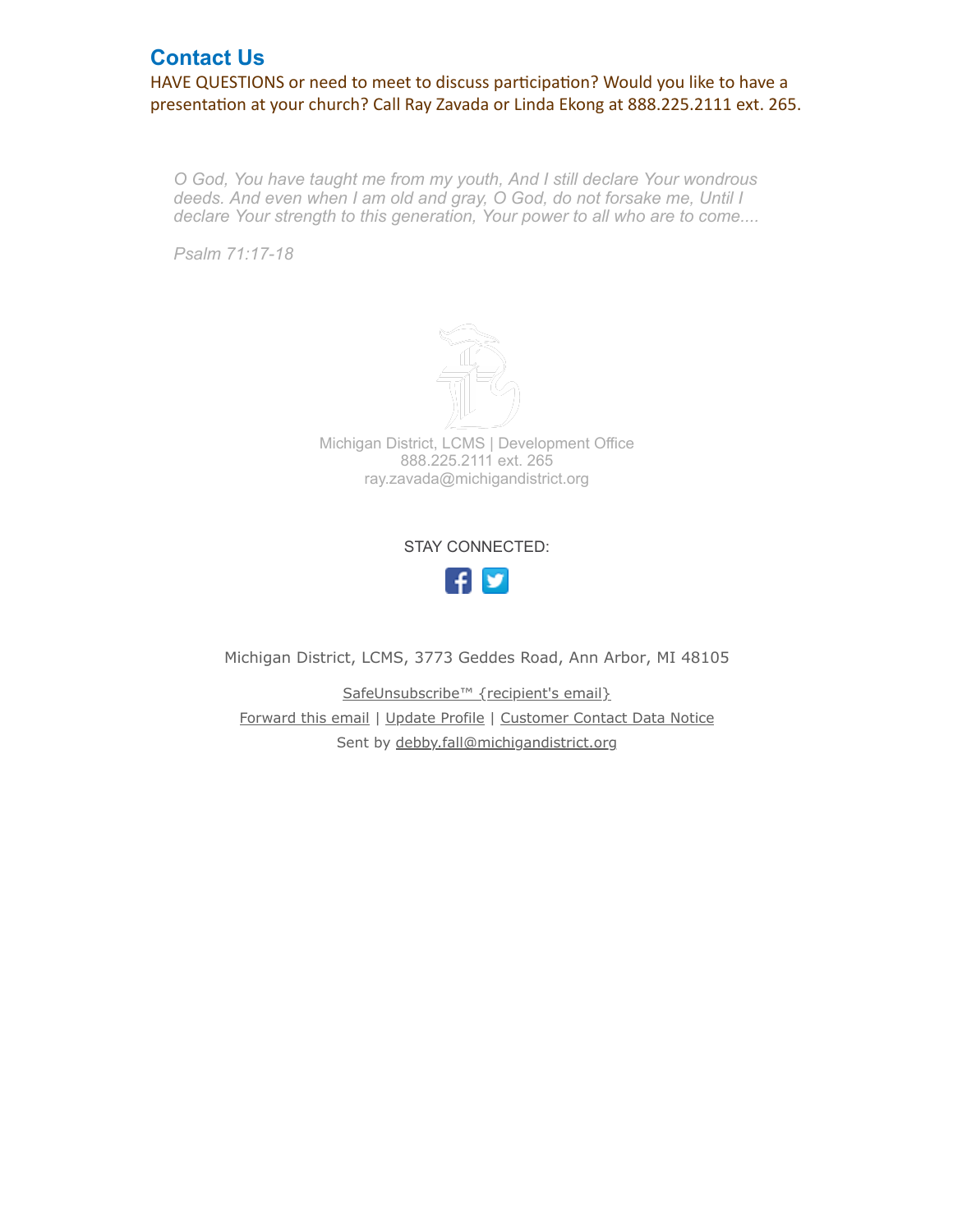## Contact Us

HAVE QUESTIONS or need to meet to discuss participation? Would you like to have a presentation at your church? Call Ray Zavada or Linda Ekong at 888.225.2111 ext. 265.

*O God, You have taught me from my youth, And I still declare Your wondrous deeds. And even when I am old and gray, O God, do not forsake me, Until I declare Your strength to this generation, Your power to all who are to come....*

*Psalm 71:17-18*

Michigan District, LCMS | Development Office
888.225.2111 ext. 265
ray.zavada@michigandistrict.org

STAY CONNECTED:

Michigan District, LCMS, 3773 Geddes Road, Ann Arbor, MI 48105

SafeUnsubscribe™ {recipient's email}

Forward this email | Update Profile | Customer Contact Data Notice

Sent by debby.fall@michigandistrict.org